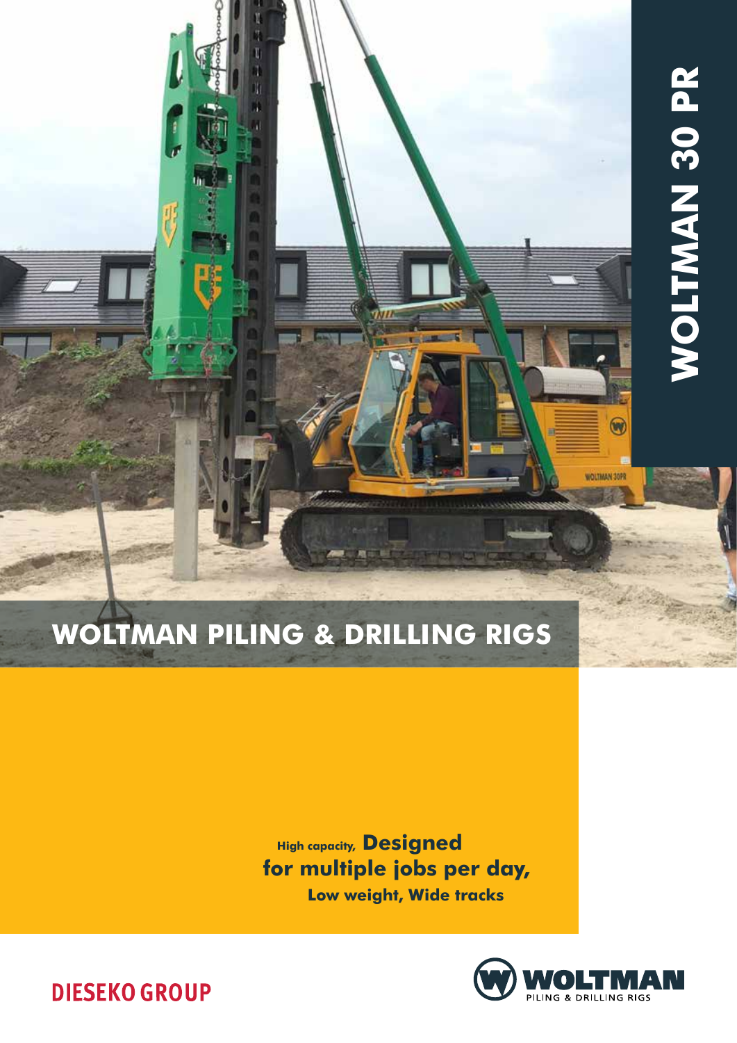# WOLTMAN 30 PR

## WOLTMAN PILING & DRILLING RIGS

**High capacity, Designed for multiple jobs per day, Low weight, Wide tracks**

DIESEKO GROUP

WOLTMAN PILING & DRILLING RIGS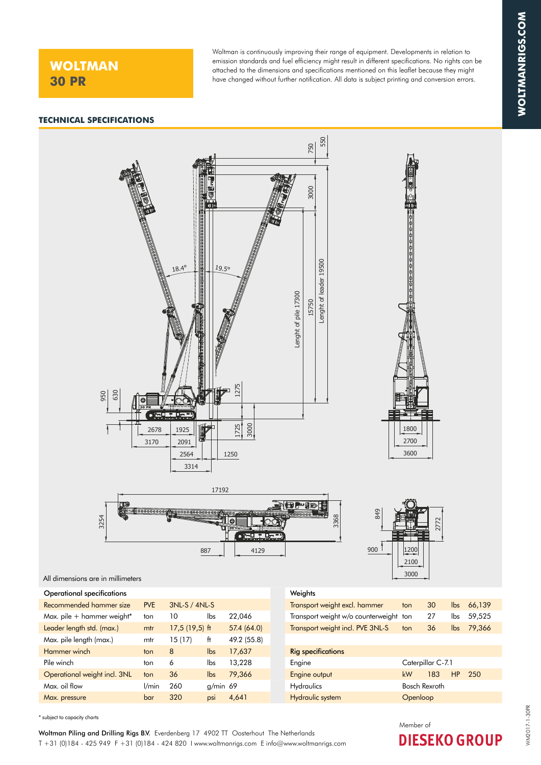# WOLTMAN 30 PR

Woltman is continuously improving their range of equipment. Developments in relation to emission standards and fuel efficiency might result in different specifications. No rights can be attached to the dimensions and specifications mentioned on this leaflet because they might have changed without further notification. All data is subject printing and conversion errors.

## TECHNICAL SPECIFICATIONS

750
550
3000
Lenght of pile 17300
15750
Lenght of leader 19500
18.4°
19.5°
950
630
1275
1725
3000
2678
1925
3170
2091
2564
1250
3314
1800
2700
3600
17192
3254
3368
887
4129
849
2772
900
1200
2100
3000

All dimensions are in millimeters

| Operational specifications | | | | |
|---|---|---|---|---|
| Recommended hammer size | PVE | 3NL-S / 4NL-S | | |
| Max. pile + hammer weight* | ton | 10 | lbs | 22,046 |
| Leader length std. (max.) | mtr | 17,5 (19,5) | ft | 57.4 (64.0) |
| Max. pile length (max.) | mtr | 15 (17) | ft | 49.2 (55.8) |
| Hammer winch | ton | 8 | lbs | 17,637 |
| Pile winch | ton | 6 | lbs | 13,228 |
| Operational weight incl. 3NL | ton | 36 | lbs | 79,366 |
| Max. oil flow | l/min | 260 | g/min | 69 |
| Max. pressure | bar | 320 | psi | 4,641 |

| Weights | | | | |
|---|---|---|---|---|
| Transport weight excl. hammer | ton | 30 | lbs | 66,139 |
| Transport weight w/o counterweight | ton | 27 | lbs | 59,525 |
| Transport weight incl. PVE 3NL-S | ton | 36 | lbs | 79,366 |

| Rig specifications | | | | |
|---|---|---|---|---|
| Engine | Caterpillar C-7.1 | | | |
| Engine output | kW | 183 | HP | 250 |
| Hydraulics | Bosch Rexroth | | | |
| Hydraulic system | Openloop | | | |

\* subject to capacity charts

**Woltman Piling and Drilling Rigs B.V.** Everdenberg 17 4902 TT Oosterhout The Netherlands
T +31 (0)184 - 425 949 F +31 (0)184 - 424 820 I www.woltmanrigs.com E info@www.woltmanrigs.com

Member of DIESEKO GROUP

WM2017-1-30PR